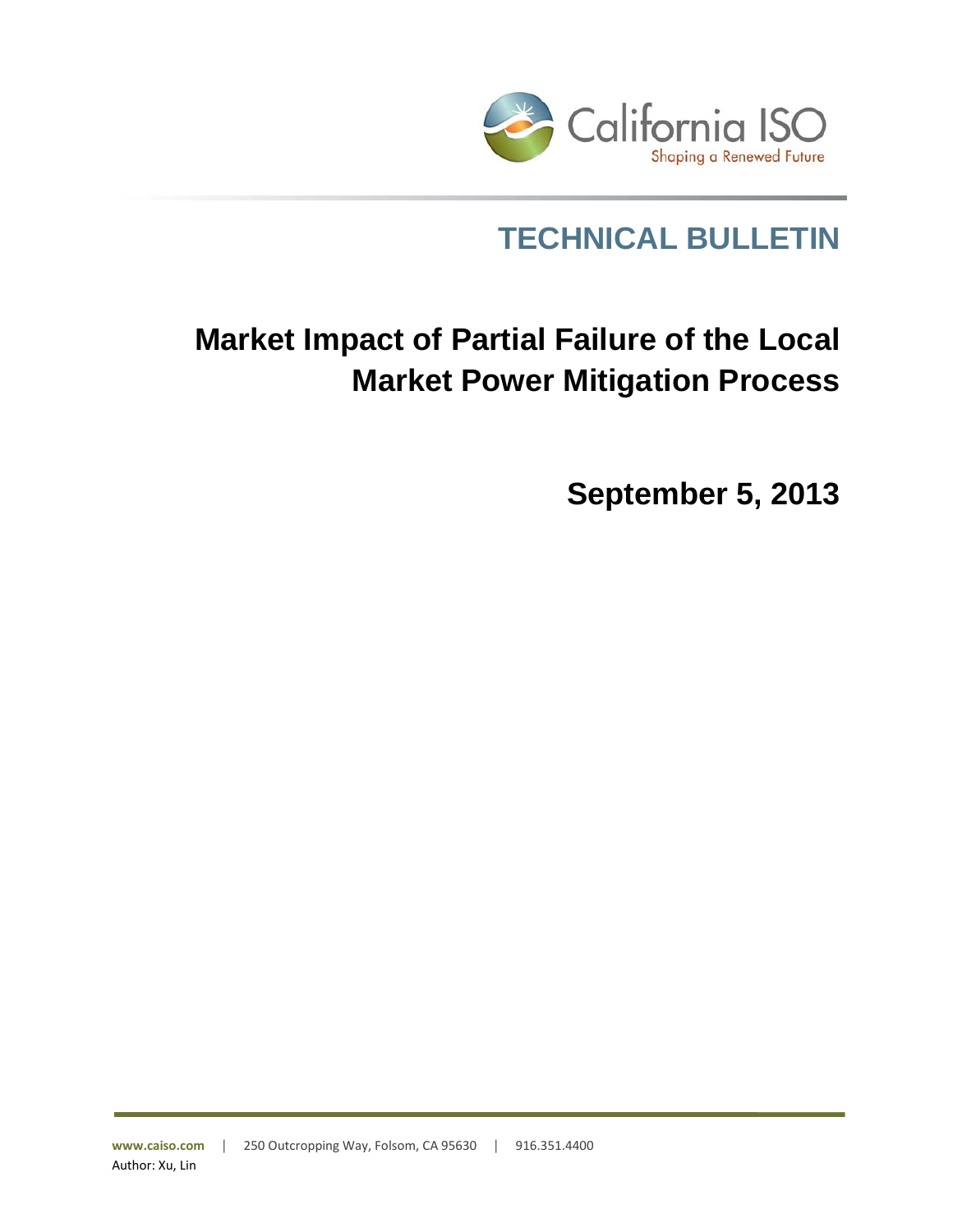California ISO

Shaping a Renewed Future

## TECHNICAL BULLETIN

# Market Impact of Partial Failure of the Local Market Power Mitigation Process

**September 5, 2013**

www.caiso.com | 250 Outcropping Way, Folsom, CA 95630 | 916.351.4400

Author: Xu, Lin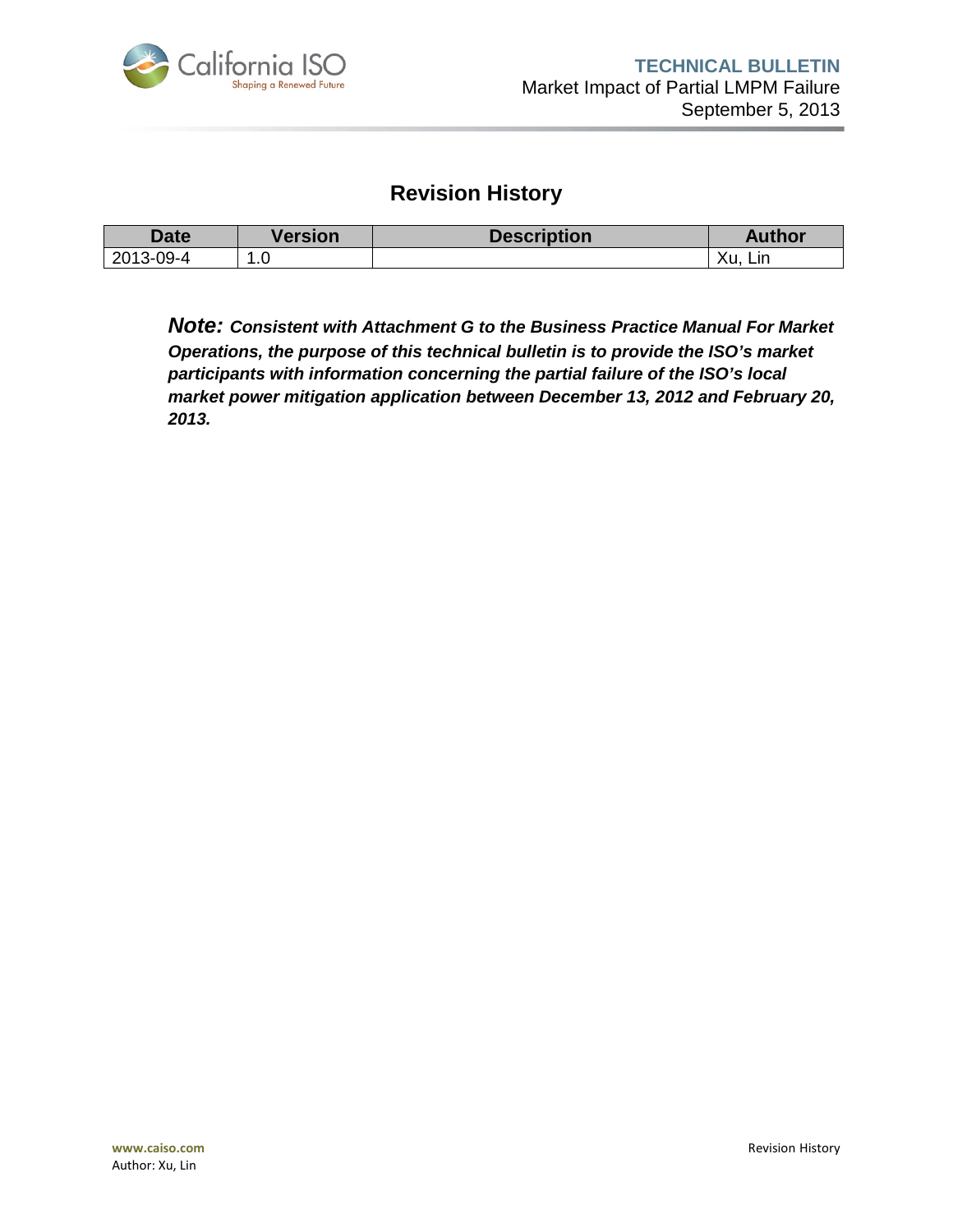## Revision History

| Date | Version | Description | Author |
| --- | --- | --- | --- |
| 2013-09-4 | 1.0 | | Xu, Lin |

***Note:*** ***Consistent with Attachment G to the Business Practice Manual For Market Operations, the purpose of this technical bulletin is to provide the ISO's market participants with information concerning the partial failure of the ISO's local market power mitigation application between December 13, 2012 and February 20, 2013.***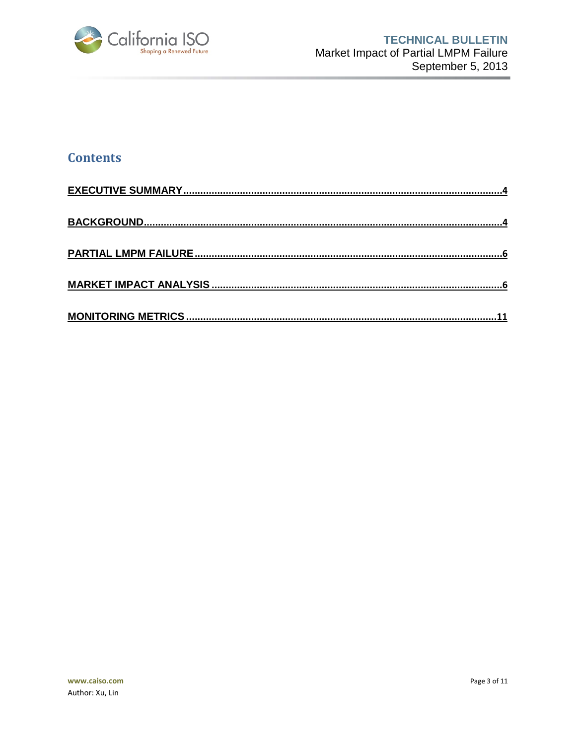## Contents

**EXECUTIVE SUMMARY** ........................................................................................................ 4

**BACKGROUND** .................................................................................................................... 4

**PARTIAL LMPM FAILURE** ................................................................................................... 6

**MARKET IMPACT ANALYSIS** ............................................................................................. 6

**MONITORING METRICS** ................................................................................................... 11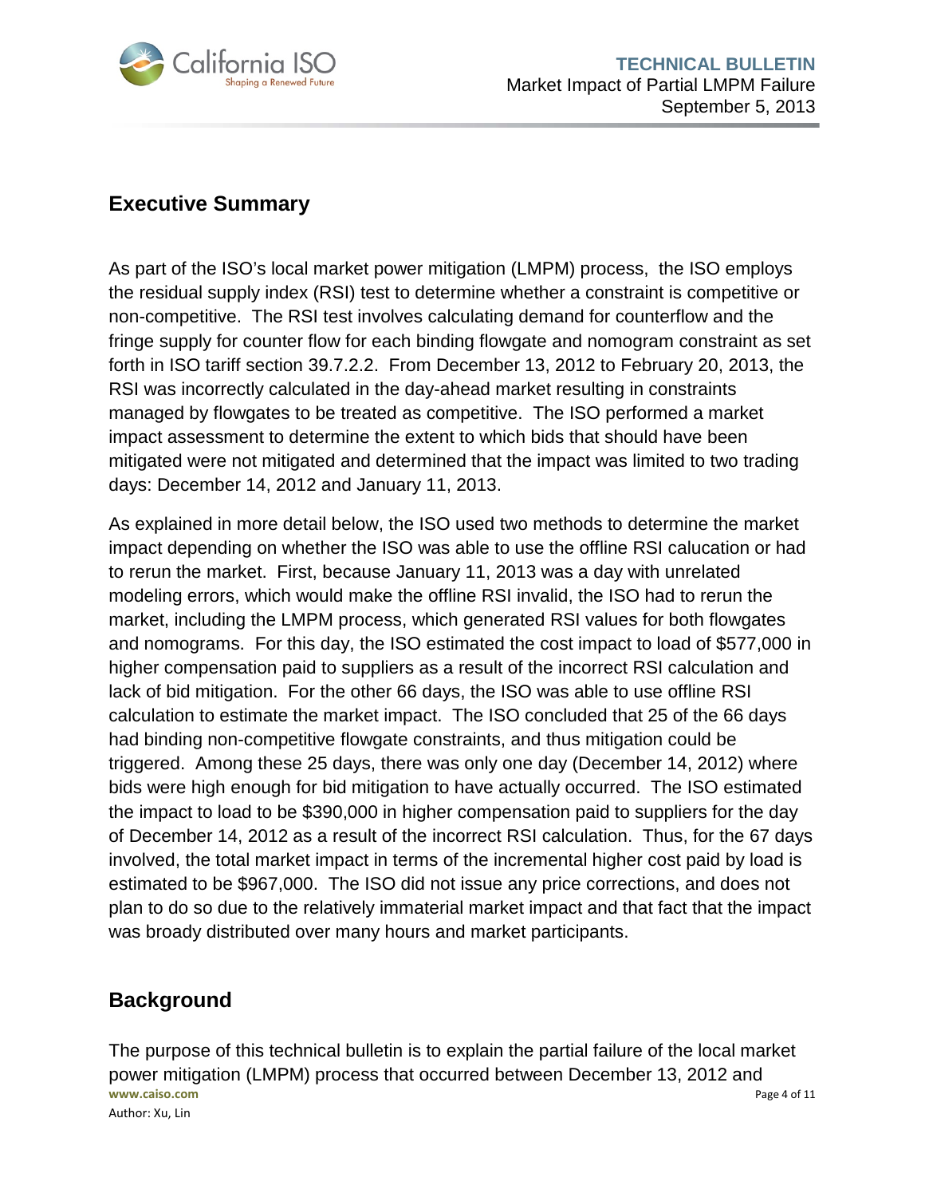## Executive Summary

As part of the ISO's local market power mitigation (LMPM) process, the ISO employs the residual supply index (RSI) test to determine whether a constraint is competitive or non-competitive. The RSI test involves calculating demand for counterflow and the fringe supply for counter flow for each binding flowgate and nomogram constraint as set forth in ISO tariff section 39.7.2.2. From December 13, 2012 to February 20, 2013, the RSI was incorrectly calculated in the day-ahead market resulting in constraints managed by flowgates to be treated as competitive. The ISO performed a market impact assessment to determine the extent to which bids that should have been mitigated were not mitigated and determined that the impact was limited to two trading days: December 14, 2012 and January 11, 2013.

As explained in more detail below, the ISO used two methods to determine the market impact depending on whether the ISO was able to use the offline RSI calucation or had to rerun the market. First, because January 11, 2013 was a day with unrelated modeling errors, which would make the offline RSI invalid, the ISO had to rerun the market, including the LMPM process, which generated RSI values for both flowgates and nomograms. For this day, the ISO estimated the cost impact to load of $577,000 in higher compensation paid to suppliers as a result of the incorrect RSI calculation and lack of bid mitigation. For the other 66 days, the ISO was able to use offline RSI calculation to estimate the market impact. The ISO concluded that 25 of the 66 days had binding non-competitive flowgate constraints, and thus mitigation could be triggered. Among these 25 days, there was only one day (December 14, 2012) where bids were high enough for bid mitigation to have actually occurred. The ISO estimated the impact to load to be $390,000 in higher compensation paid to suppliers for the day of December 14, 2012 as a result of the incorrect RSI calculation. Thus, for the 67 days involved, the total market impact in terms of the incremental higher cost paid by load is estimated to be $967,000. The ISO did not issue any price corrections, and does not plan to do so due to the relatively immaterial market impact and that fact that the impact was broady distributed over many hours and market participants.

## Background

The purpose of this technical bulletin is to explain the partial failure of the local market power mitigation (LMPM) process that occurred between December 13, 2012 and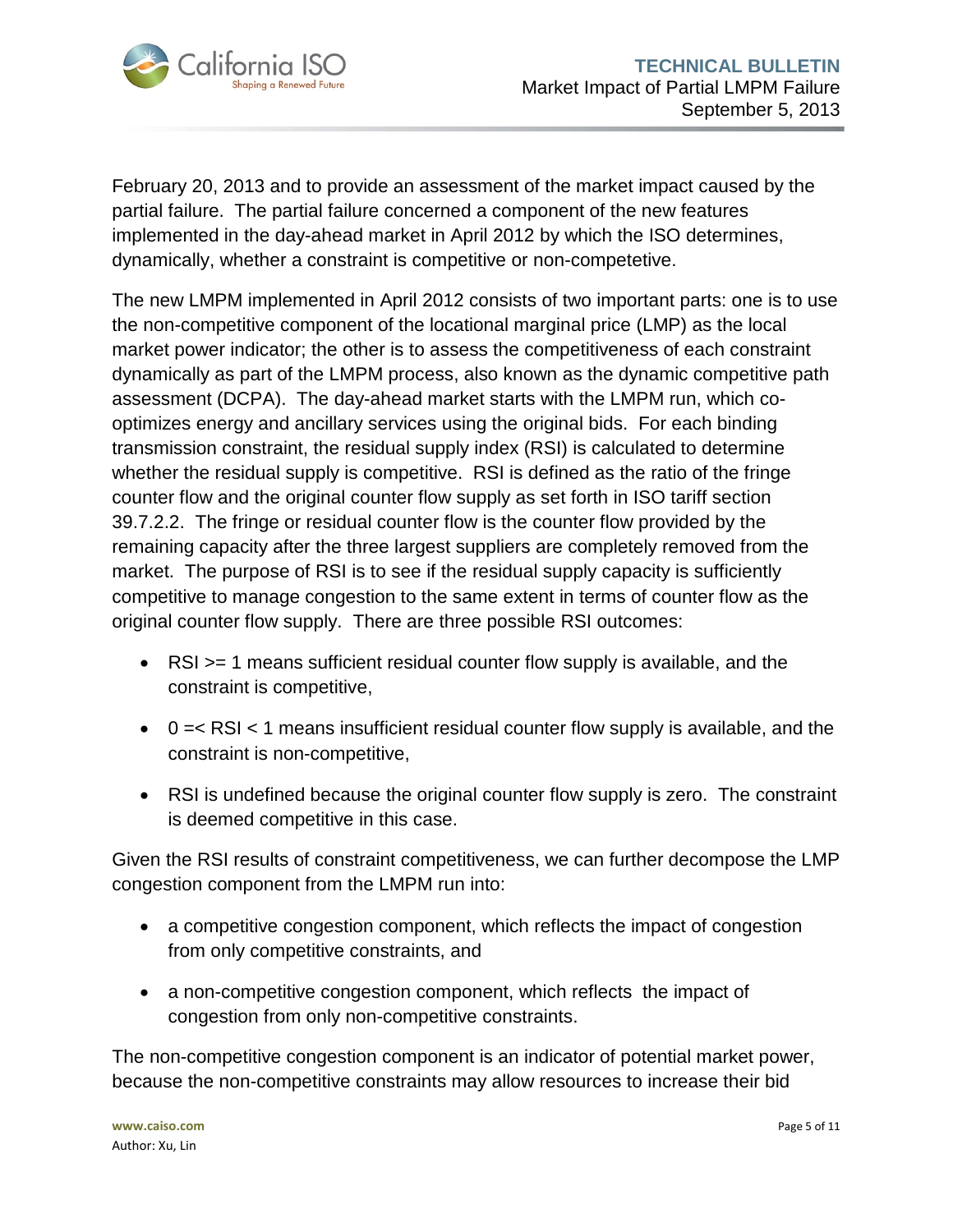February 20, 2013 and to provide an assessment of the market impact caused by the partial failure. The partial failure concerned a component of the new features implemented in the day-ahead market in April 2012 by which the ISO determines, dynamically, whether a constraint is competitive or non-competetive.

The new LMPM implemented in April 2012 consists of two important parts: one is to use the non-competitive component of the locational marginal price (LMP) as the local market power indicator; the other is to assess the competitiveness of each constraint dynamically as part of the LMPM process, also known as the dynamic competitive path assessment (DCPA). The day-ahead market starts with the LMPM run, which co-optimizes energy and ancillary services using the original bids. For each binding transmission constraint, the residual supply index (RSI) is calculated to determine whether the residual supply is competitive. RSI is defined as the ratio of the fringe counter flow and the original counter flow supply as set forth in ISO tariff section 39.7.2.2. The fringe or residual counter flow is the counter flow provided by the remaining capacity after the three largest suppliers are completely removed from the market. The purpose of RSI is to see if the residual supply capacity is sufficiently competitive to manage congestion to the same extent in terms of counter flow as the original counter flow supply. There are three possible RSI outcomes:

- RSI >= 1 means sufficient residual counter flow supply is available, and the constraint is competitive,
- 0 =< RSI < 1 means insufficient residual counter flow supply is available, and the constraint is non-competitive,
- RSI is undefined because the original counter flow supply is zero. The constraint is deemed competitive in this case.

Given the RSI results of constraint competitiveness, we can further decompose the LMP congestion component from the LMPM run into:

- a competitive congestion component, which reflects the impact of congestion from only competitive constraints, and
- a non-competitive congestion component, which reflects the impact of congestion from only non-competitive constraints.

The non-competitive congestion component is an indicator of potential market power, because the non-competitive constraints may allow resources to increase their bid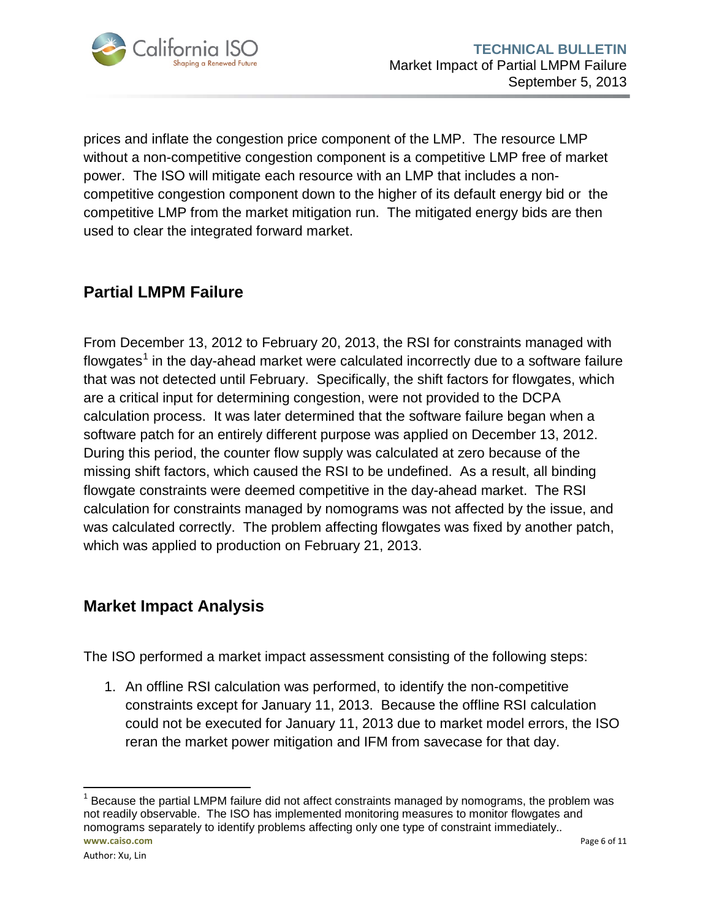prices and inflate the congestion price component of the LMP. The resource LMP without a non-competitive congestion component is a competitive LMP free of market power. The ISO will mitigate each resource with an LMP that includes a non-competitive congestion component down to the higher of its default energy bid or the competitive LMP from the market mitigation run. The mitigated energy bids are then used to clear the integrated forward market.

## Partial LMPM Failure

From December 13, 2012 to February 20, 2013, the RSI for constraints managed with flowgates[1] in the day-ahead market were calculated incorrectly due to a software failure that was not detected until February. Specifically, the shift factors for flowgates, which are a critical input for determining congestion, were not provided to the DCPA calculation process. It was later determined that the software failure began when a software patch for an entirely different purpose was applied on December 13, 2012. During this period, the counter flow supply was calculated at zero because of the missing shift factors, which caused the RSI to be undefined. As a result, all binding flowgate constraints were deemed competitive in the day-ahead market. The RSI calculation for constraints managed by nomograms was not affected by the issue, and was calculated correctly. The problem affecting flowgates was fixed by another patch, which was applied to production on February 21, 2013.

## Market Impact Analysis

The ISO performed a market impact assessment consisting of the following steps:

1. An offline RSI calculation was performed, to identify the non-competitive constraints except for January 11, 2013. Because the offline RSI calculation could not be executed for January 11, 2013 due to market model errors, the ISO reran the market power mitigation and IFM from savecase for that day.

---

[1] Because the partial LMPM failure did not affect constraints managed by nomograms, the problem was not readily observable. The ISO has implemented monitoring measures to monitor flowgates and nomograms separately to identify problems affecting only one type of constraint immediately..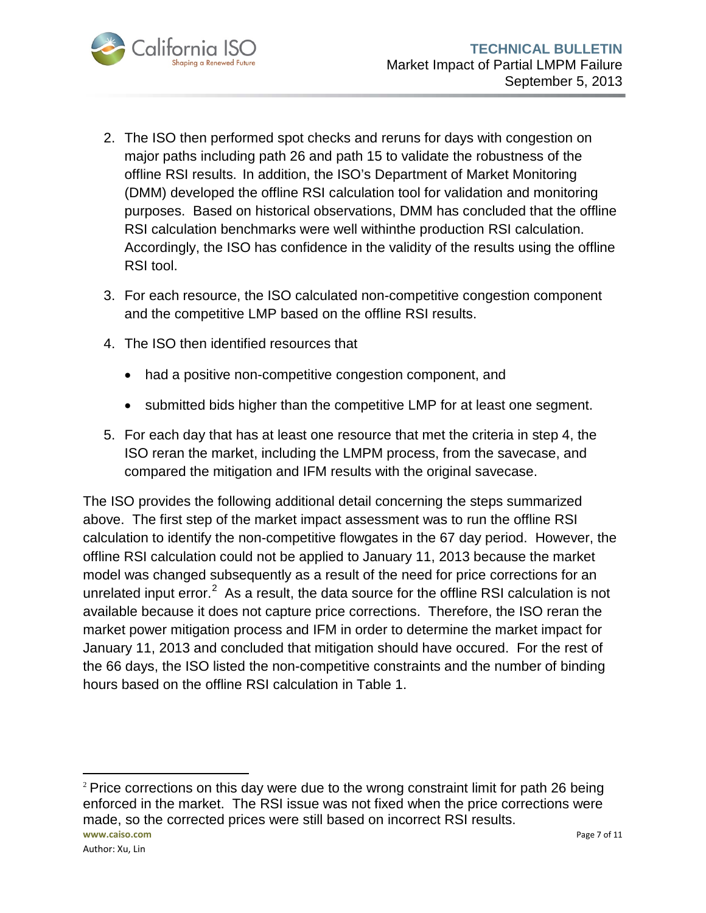2. The ISO then performed spot checks and reruns for days with congestion on major paths including path 26 and path 15 to validate the robustness of the offline RSI results. In addition, the ISO's Department of Market Monitoring (DMM) developed the offline RSI calculation tool for validation and monitoring purposes. Based on historical observations, DMM has concluded that the offline RSI calculation benchmarks were well withinthe production RSI calculation. Accordingly, the ISO has confidence in the validity of the results using the offline RSI tool.

3. For each resource, the ISO calculated non-competitive congestion component and the competitive LMP based on the offline RSI results.

4. The ISO then identified resources that
   - had a positive non-competitive congestion component, and
   - submitted bids higher than the competitive LMP for at least one segment.

5. For each day that has at least one resource that met the criteria in step 4, the ISO reran the market, including the LMPM process, from the savecase, and compared the mitigation and IFM results with the original savecase.

The ISO provides the following additional detail concerning the steps summarized above. The first step of the market impact assessment was to run the offline RSI calculation to identify the non-competitive flowgates in the 67 day period. However, the offline RSI calculation could not be applied to January 11, 2013 because the market model was changed subsequently as a result of the need for price corrections for an unrelated input error.[2] As a result, the data source for the offline RSI calculation is not available because it does not capture price corrections. Therefore, the ISO reran the market power mitigation process and IFM in order to determine the market impact for January 11, 2013 and concluded that mitigation should have occured. For the rest of the 66 days, the ISO listed the non-competitive constraints and the number of binding hours based on the offline RSI calculation in Table 1.

[2] Price corrections on this day were due to the wrong constraint limit for path 26 being enforced in the market. The RSI issue was not fixed when the price corrections were made, so the corrected prices were still based on incorrect RSI results.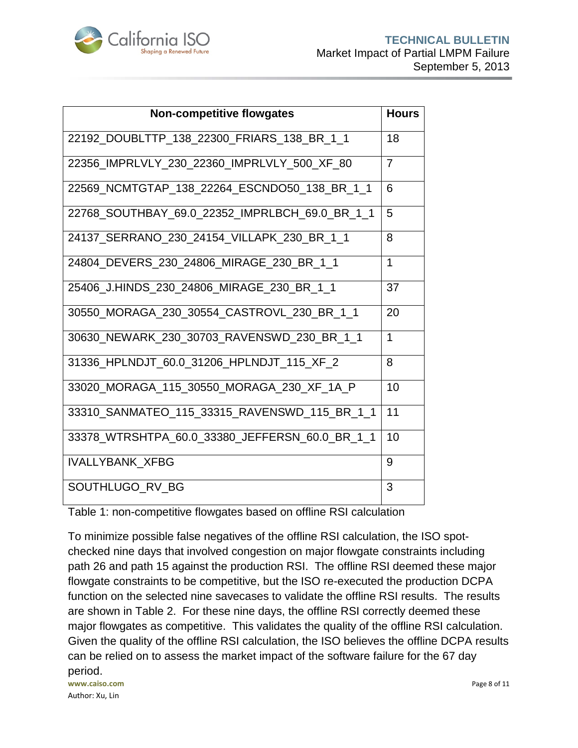| Non-competitive flowgates | Hours |
|---|---|
| 22192_DOUBLTTP_138_22300_FRIARS_138_BR_1_1 | 18 |
| 22356_IMPRLVLY_230_22360_IMPRLVLY_500_XF_80 | 7 |
| 22569_NCMTGTAP_138_22264_ESCNDO50_138_BR_1_1 | 6 |
| 22768_SOUTHBAY_69.0_22352_IMPRLBCH_69.0_BR_1_1 | 5 |
| 24137_SERRANO_230_24154_VILLAPK_230_BR_1_1 | 8 |
| 24804_DEVERS_230_24806_MIRAGE_230_BR_1_1 | 1 |
| 25406_J.HINDS_230_24806_MIRAGE_230_BR_1_1 | 37 |
| 30550_MORAGA_230_30554_CASTROVL_230_BR_1_1 | 20 |
| 30630_NEWARK_230_30703_RAVENSWD_230_BR_1_1 | 1 |
| 31336_HPLNDJT_60.0_31206_HPLNDJT_115_XF_2 | 8 |
| 33020_MORAGA_115_30550_MORAGA_230_XF_1A_P | 10 |
| 33310_SANMATEO_115_33315_RAVENSWD_115_BR_1_1 | 11 |
| 33378_WTRSHTPA_60.0_33380_JEFFERSN_60.0_BR_1_1 | 10 |
| IVALLYBANK_XFBG | 9 |
| SOUTHLUGO_RV_BG | 3 |

Table 1: non-competitive flowgates based on offline RSI calculation

To minimize possible false negatives of the offline RSI calculation, the ISO spot-checked nine days that involved congestion on major flowgate constraints including path 26 and path 15 against the production RSI. The offline RSI deemed these major flowgate constraints to be competitive, but the ISO re-executed the production DCPA function on the selected nine savecases to validate the offline RSI results. The results are shown in Table 2. For these nine days, the offline RSI correctly deemed these major flowgates as competitive. This validates the quality of the offline RSI calculation. Given the quality of the offline RSI calculation, the ISO believes the offline DCPA results can be relied on to assess the market impact of the software failure for the 67 day period.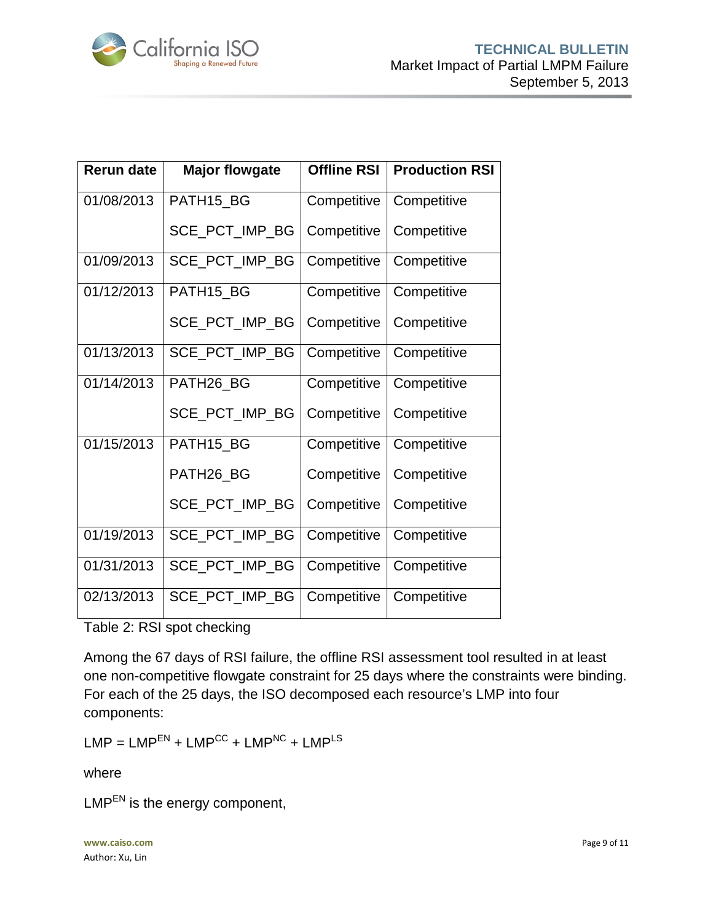| Rerun date | Major flowgate | Offline RSI | Production RSI |
|---|---|---|---|
| 01/08/2013 | PATH15_BG | Competitive | Competitive |
| | SCE_PCT_IMP_BG | Competitive | Competitive |
| 01/09/2013 | SCE_PCT_IMP_BG | Competitive | Competitive |
| 01/12/2013 | PATH15_BG | Competitive | Competitive |
| | SCE_PCT_IMP_BG | Competitive | Competitive |
| 01/13/2013 | SCE_PCT_IMP_BG | Competitive | Competitive |
| 01/14/2013 | PATH26_BG | Competitive | Competitive |
| | SCE_PCT_IMP_BG | Competitive | Competitive |
| 01/15/2013 | PATH15_BG | Competitive | Competitive |
| | PATH26_BG | Competitive | Competitive |
| | SCE_PCT_IMP_BG | Competitive | Competitive |
| 01/19/2013 | SCE_PCT_IMP_BG | Competitive | Competitive |
| 01/31/2013 | SCE_PCT_IMP_BG | Competitive | Competitive |
| 02/13/2013 | SCE_PCT_IMP_BG | Competitive | Competitive |

Table 2: RSI spot checking

Among the 67 days of RSI failure, the offline RSI assessment tool resulted in at least one non-competitive flowgate constraint for 25 days where the constraints were binding. For each of the 25 days, the ISO decomposed each resource's LMP into four components:

$$LMP = LMP^{EN} + LMP^{CC} + LMP^{NC} + LMP^{LS}$$

where

$LMP^{EN}$ is the energy component,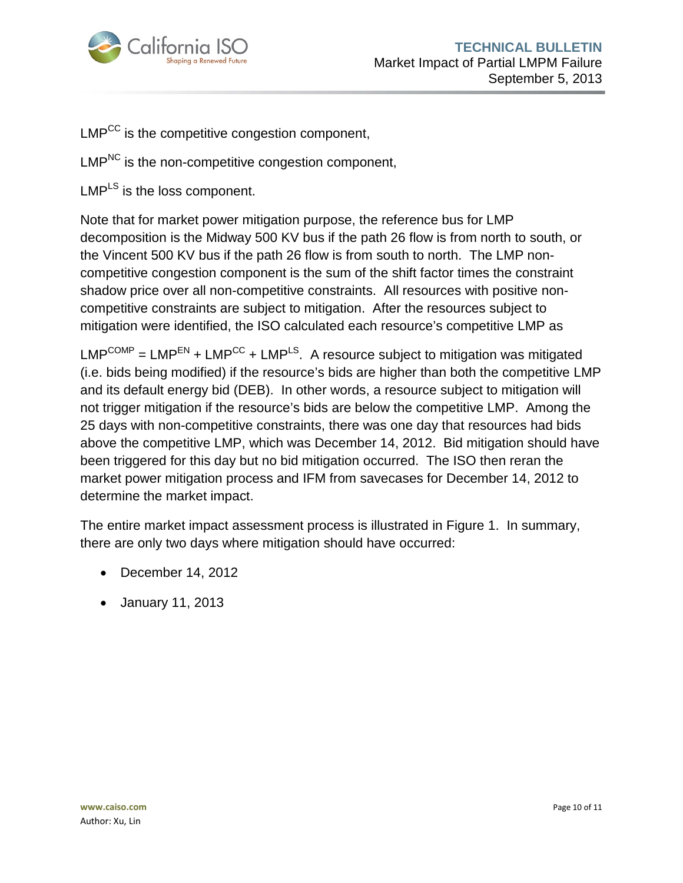$LMP^{CC}$ is the competitive congestion component,

$LMP^{NC}$ is the non-competitive congestion component,

$LMP^{LS}$ is the loss component.

Note that for market power mitigation purpose, the reference bus for LMP decomposition is the Midway 500 KV bus if the path 26 flow is from north to south, or the Vincent 500 KV bus if the path 26 flow is from south to north. The LMP non-competitive congestion component is the sum of the shift factor times the constraint shadow price over all non-competitive constraints. All resources with positive non-competitive constraints are subject to mitigation. After the resources subject to mitigation were identified, the ISO calculated each resource's competitive LMP as

$LMP^{COMP} = LMP^{EN} + LMP^{CC} + LMP^{LS}$. A resource subject to mitigation was mitigated (i.e. bids being modified) if the resource's bids are higher than both the competitive LMP and its default energy bid (DEB). In other words, a resource subject to mitigation will not trigger mitigation if the resource's bids are below the competitive LMP. Among the 25 days with non-competitive constraints, there was one day that resources had bids above the competitive LMP, which was December 14, 2012. Bid mitigation should have been triggered for this day but no bid mitigation occurred. The ISO then reran the market power mitigation process and IFM from savecases for December 14, 2012 to determine the market impact.

The entire market impact assessment process is illustrated in Figure 1. In summary, there are only two days where mitigation should have occurred:

- December 14, 2012
- January 11, 2013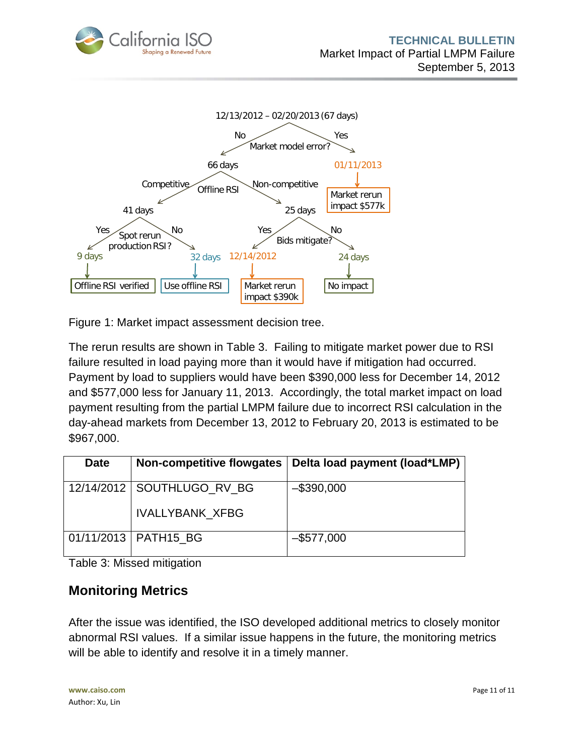12/13/2012 – 02/20/2013 (67 days)

No

Yes

Market model error?

66 days

01/11/2013

Market rerun impact $577k

Competitive

Offline RSI

Non-competitive

41 days

25 days

Yes

Spot rerun production RSI ?

No

Yes

Bids mitigate?

No

9 days

32 days

12/14/2012

24 days

Offline RSI verified

Use offline RSI

Market rerun impact $390k

No impact

Figure 1: Market impact assessment decision tree.

The rerun results are shown in Table 3. Failing to mitigate market power due to RSI failure resulted in load paying more than it would have if mitigation had occurred. Payment by load to suppliers would have been $390,000 less for December 14, 2012 and $577,000 less for January 11, 2013. Accordingly, the total market impact on load payment resulting from the partial LMPM failure due to incorrect RSI calculation in the day-ahead markets from December 13, 2012 to February 20, 2013 is estimated to be $967,000.

| Date | Non-competitive flowgates | Delta load payment (load*LMP) |
|---|---|---|
| 12/14/2012 | SOUTHLUGO_RV_BG<br>IVALLYBANK_XFBG | –$390,000 |
| 01/11/2013 | PATH15_BG | –$577,000 |

Table 3: Missed mitigation

## Monitoring Metrics

After the issue was identified, the ISO developed additional metrics to closely monitor abnormal RSI values. If a similar issue happens in the future, the monitoring metrics will be able to identify and resolve it in a timely manner.